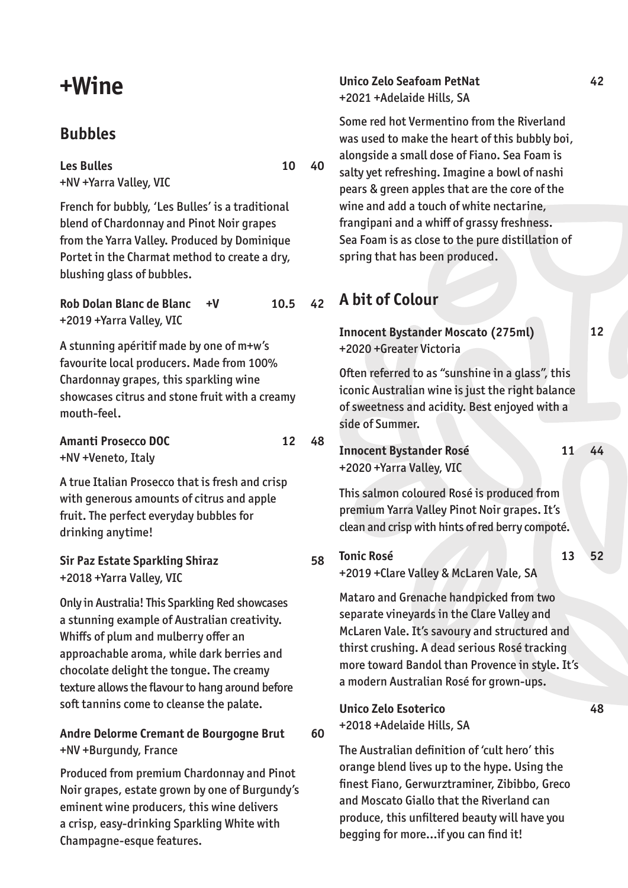# +Wine

## Bubbles

**Les Bulles** 10 40
+NV +Yarra Valley, VIC

French for bubbly, 'Les Bulles' is a traditional blend of Chardonnay and Pinot Noir grapes from the Yarra Valley. Produced by Dominique Portet in the Charmat method to create a dry, blushing glass of bubbles.

**Rob Dolan Blanc de Blanc +V** 10.5 42
+2019 +Yarra Valley, VIC

A stunning apéritif made by one of m+w's favourite local producers. Made from 100% Chardonnay grapes, this sparkling wine showcases citrus and stone fruit with a creamy mouth-feel.

**Amanti Prosecco DOC** 12 48
+NV +Veneto, Italy

A true Italian Prosecco that is fresh and crisp with generous amounts of citrus and apple fruit. The perfect everyday bubbles for drinking anytime!

**Sir Paz Estate Sparkling Shiraz** 58
+2018 +Yarra Valley, VIC

Only in Australia! This Sparkling Red showcases a stunning example of Australian creativity. Whiffs of plum and mulberry offer an approachable aroma, while dark berries and chocolate delight the tongue. The creamy texture allows the flavour to hang around before soft tannins come to cleanse the palate.

**Andre Delorme Cremant de Bourgogne Brut** 60
+NV +Burgundy, France

Produced from premium Chardonnay and Pinot Noir grapes, estate grown by one of Burgundy's eminent wine producers, this wine delivers a crisp, easy-drinking Sparkling White with Champagne-esque features.

**Unico Zelo Seafoam PetNat** 42
+2021 +Adelaide Hills, SA

Some red hot Vermentino from the Riverland was used to make the heart of this bubbly boi, alongside a small dose of Fiano. Sea Foam is salty yet refreshing. Imagine a bowl of nashi pears & green apples that are the core of the wine and add a touch of white nectarine, frangipani and a whiff of grassy freshness. Sea Foam is as close to the pure distillation of spring that has been produced.

## A bit of Colour

**Innocent Bystander Moscato (275ml)** 12
+2020 +Greater Victoria

Often referred to as "sunshine in a glass", this iconic Australian wine is just the right balance of sweetness and acidity. Best enjoyed with a side of Summer.

**Innocent Bystander Rosé** 11 44
+2020 +Yarra Valley, VIC

This salmon coloured Rosé is produced from premium Yarra Valley Pinot Noir grapes. It's clean and crisp with hints of red berry compoté.

**Tonic Rosé** 13 52
+2019 +Clare Valley & McLaren Vale, SA

Mataro and Grenache handpicked from two separate vineyards in the Clare Valley and McLaren Vale. It's savoury and structured and thirst crushing. A dead serious Rosé tracking more toward Bandol than Provence in style. It's a modern Australian Rosé for grown-ups.

**Unico Zelo Esoterico** 48
+2018 +Adelaide Hills, SA

The Australian definition of 'cult hero' this orange blend lives up to the hype. Using the finest Fiano, Gerwurztraminer, Zibibbo, Greco and Moscato Giallo that the Riverland can produce, this unfiltered beauty will have you begging for more...if you can find it!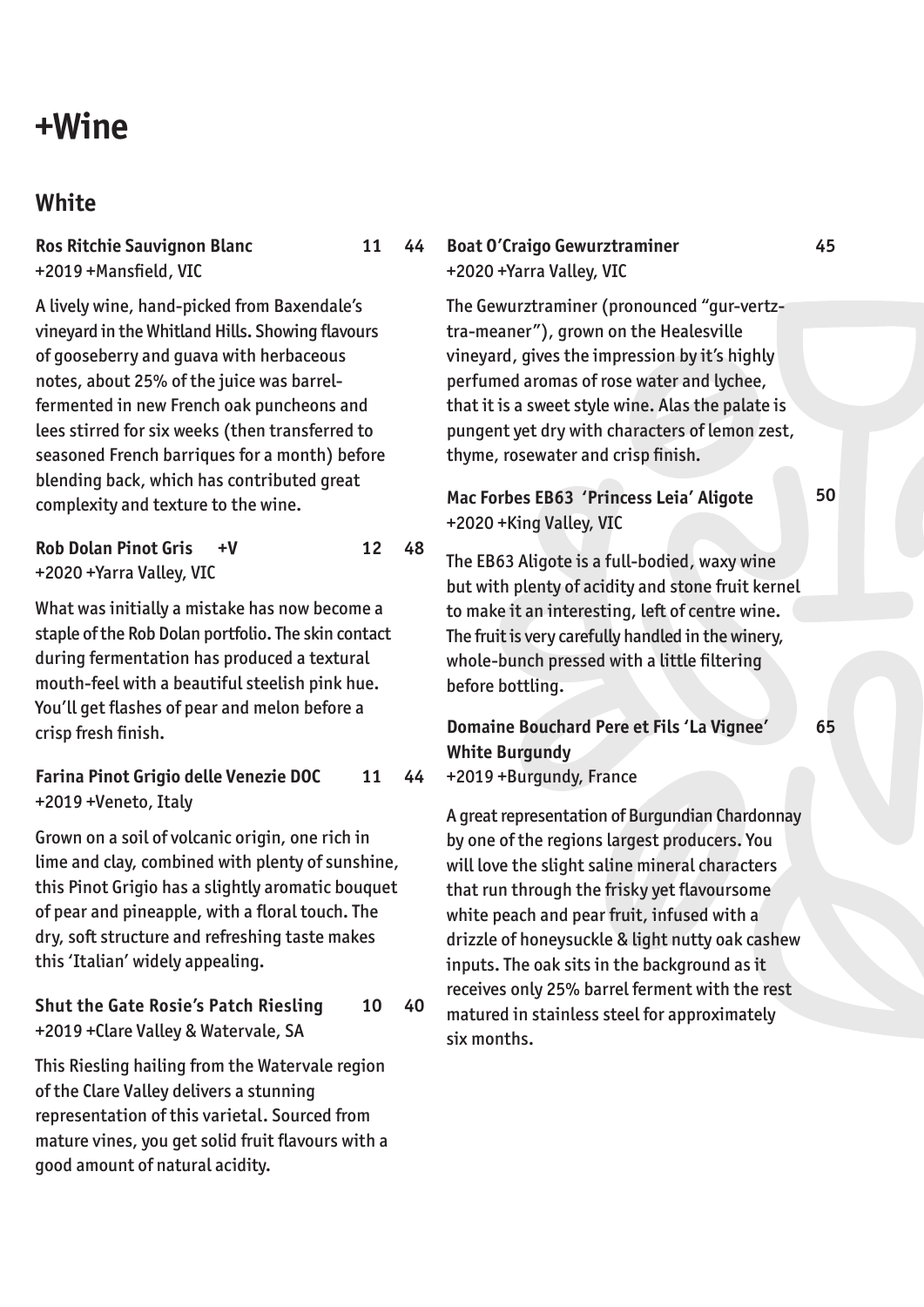# +Wine

## White

**Ros Ritchie Sauvignon Blanc** **11 44**
+2019 +Mansfield, VIC

A lively wine, hand-picked from Baxendale's vineyard in the Whitland Hills. Showing flavours of gooseberry and guava with herbaceous notes, about 25% of the juice was barrel-fermented in new French oak puncheons and lees stirred for six weeks (then transferred to seasoned French barriques for a month) before blending back, which has contributed great complexity and texture to the wine.

**Rob Dolan Pinot Gris +V** **12 48**
+2020 +Yarra Valley, VIC

What was initially a mistake has now become a staple of the Rob Dolan portfolio. The skin contact during fermentation has produced a textural mouth-feel with a beautiful steelish pink hue. You'll get flashes of pear and melon before a crisp fresh finish.

**Farina Pinot Grigio delle Venezie DOC** **11 44**
+2019 +Veneto, Italy

Grown on a soil of volcanic origin, one rich in lime and clay, combined with plenty of sunshine, this Pinot Grigio has a slightly aromatic bouquet of pear and pineapple, with a floral touch. The dry, soft structure and refreshing taste makes this 'Italian' widely appealing.

**Shut the Gate Rosie's Patch Riesling** **10 40**
+2019 +Clare Valley & Watervale, SA

This Riesling hailing from the Watervale region of the Clare Valley delivers a stunning representation of this varietal. Sourced from mature vines, you get solid fruit flavours with a good amount of natural acidity.

**Boat O'Craigo Gewurztraminer** **45**
+2020 +Yarra Valley, VIC

The Gewurztraminer (pronounced "gur-vertz-tra-meaner"), grown on the Healesville vineyard, gives the impression by it's highly perfumed aromas of rose water and lychee, that it is a sweet style wine. Alas the palate is pungent yet dry with characters of lemon zest, thyme, rosewater and crisp finish.

**Mac Forbes EB63 'Princess Leia' Aligote** **50**
+2020 +King Valley, VIC

The EB63 Aligote is a full-bodied, waxy wine but with plenty of acidity and stone fruit kernel to make it an interesting, left of centre wine. The fruit is very carefully handled in the winery, whole-bunch pressed with a little filtering before bottling.

**Domaine Bouchard Pere et Fils 'La Vignee' White Burgundy** **65**
+2019 +Burgundy, France

A great representation of Burgundian Chardonnay by one of the regions largest producers. You will love the slight saline mineral characters that run through the frisky yet flavoursome white peach and pear fruit, infused with a drizzle of honeysuckle & light nutty oak cashew inputs. The oak sits in the background as it receives only 25% barrel ferment with the rest matured in stainless steel for approximately six months.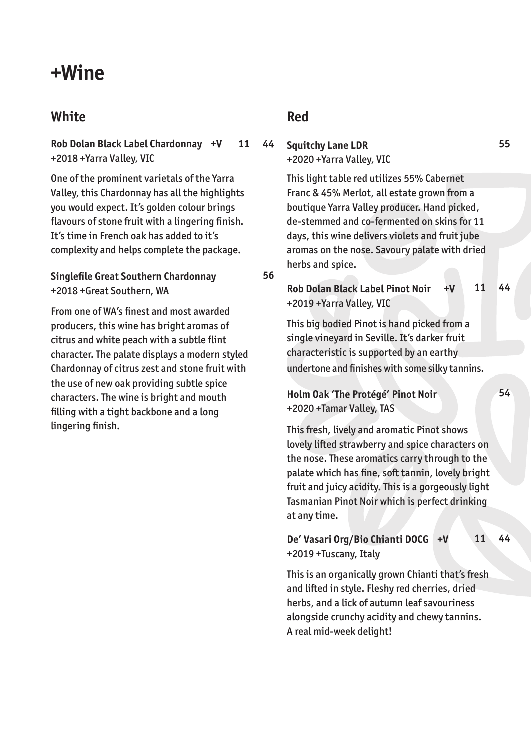# +Wine

## White

**Rob Dolan Black Label Chardonnay +V** **11** **44**
+2018 +Yarra Valley, VIC

One of the prominent varietals of the Yarra Valley, this Chardonnay has all the highlights you would expect. It's golden colour brings flavours of stone fruit with a lingering finish. It's time in French oak has added to it's complexity and helps complete the package.

**Singlefile Great Southern Chardonnay** **56**
+2018 +Great Southern, WA

From one of WA's finest and most awarded producers, this wine has bright aromas of citrus and white peach with a subtle flint character. The palate displays a modern styled Chardonnay of citrus zest and stone fruit with the use of new oak providing subtle spice characters. The wine is bright and mouth filling with a tight backbone and a long lingering finish.

## Red

**Squitchy Lane LDR** **55**
+2020 +Yarra Valley, VIC

This light table red utilizes 55% Cabernet Franc & 45% Merlot, all estate grown from a boutique Yarra Valley producer. Hand picked, de-stemmed and co-fermented on skins for 11 days, this wine delivers violets and fruit jube aromas on the nose. Savoury palate with dried herbs and spice.

**Rob Dolan Black Label Pinot Noir +V** **11** **44**
+2019 +Yarra Valley, VIC

This big bodied Pinot is hand picked from a single vineyard in Seville. It's darker fruit characteristic is supported by an earthy undertone and finishes with some silky tannins.

**Holm Oak 'The Protégé' Pinot Noir** **54**
+2020 +Tamar Valley, TAS

This fresh, lively and aromatic Pinot shows lovely lifted strawberry and spice characters on the nose. These aromatics carry through to the palate which has fine, soft tannin, lovely bright fruit and juicy acidity. This is a gorgeously light Tasmanian Pinot Noir which is perfect drinking at any time.

**De' Vasari Org/Bio Chianti DOCG +V** **11** **44**
+2019 +Tuscany, Italy

This is an organically grown Chianti that's fresh and lifted in style. Fleshy red cherries, dried herbs, and a lick of autumn leaf savouriness alongside crunchy acidity and chewy tannins. A real mid-week delight!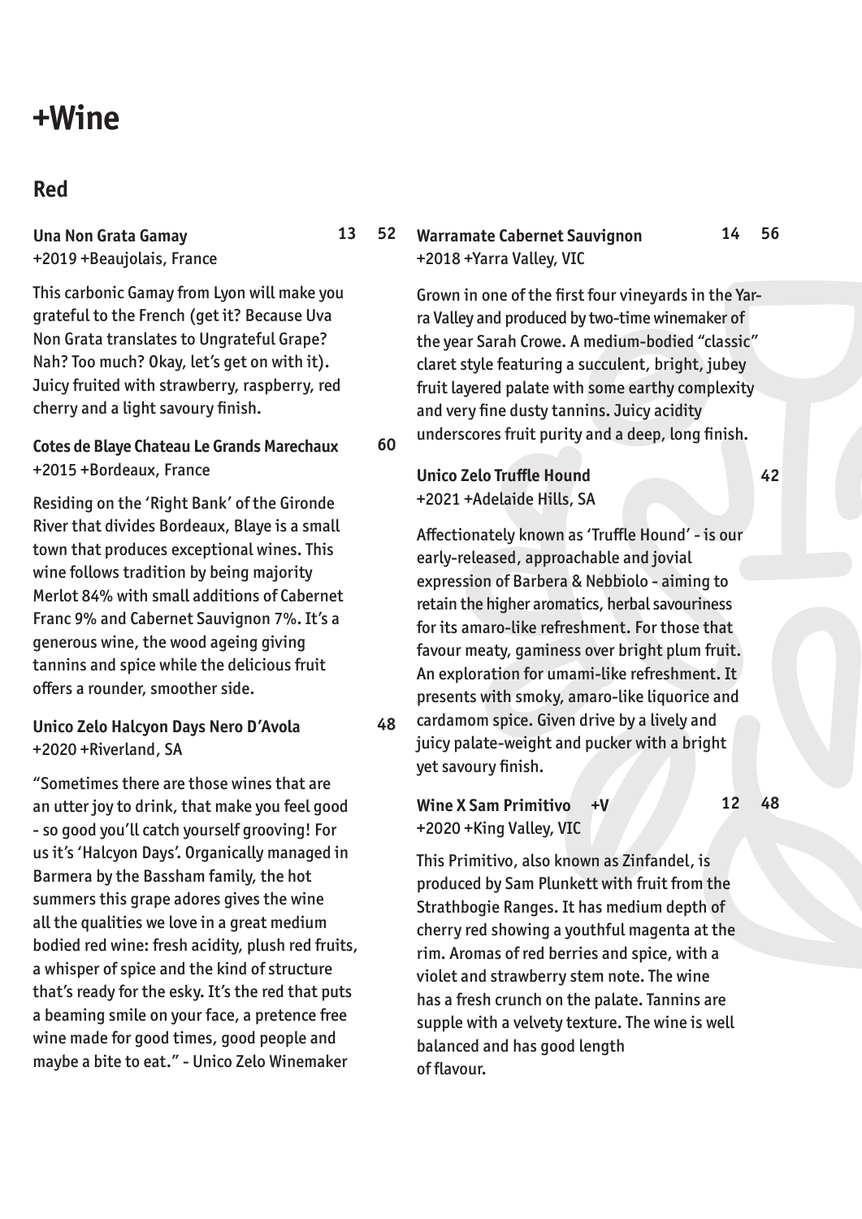# +Wine

## Red

**Una Non Grata Gamay** 13 52
+2019 +Beaujolais, France

This carbonic Gamay from Lyon will make you grateful to the French (get it? Because Uva Non Grata translates to Ungrateful Grape? Nah? Too much? Okay, let's get on with it). Juicy fruited with strawberry, raspberry, red cherry and a light savoury finish.

**Cotes de Blaye Chateau Le Grands Marechaux** 60
+2015 +Bordeaux, France

Residing on the 'Right Bank' of the Gironde River that divides Bordeaux, Blaye is a small town that produces exceptional wines. This wine follows tradition by being majority Merlot 84% with small additions of Cabernet Franc 9% and Cabernet Sauvignon 7%. It's a generous wine, the wood ageing giving tannins and spice while the delicious fruit offers a rounder, smoother side.

**Unico Zelo Halcyon Days Nero D'Avola** 48
+2020 +Riverland, SA

"Sometimes there are those wines that are an utter joy to drink, that make you feel good - so good you'll catch yourself grooving! For us it's 'Halcyon Days'. Organically managed in Barmera by the Bassham family, the hot summers this grape adores gives the wine all the qualities we love in a great medium bodied red wine: fresh acidity, plush red fruits, a whisper of spice and the kind of structure that's ready for the esky. It's the red that puts a beaming smile on your face, a pretence free wine made for good times, good people and maybe a bite to eat." - Unico Zelo Winemaker

**Warramate Cabernet Sauvignon** 14 56
+2018 +Yarra Valley, VIC

Grown in one of the first four vineyards in the Yarra Valley and produced by two-time winemaker of the year Sarah Crowe. A medium-bodied "classic" claret style featuring a succulent, bright, jubey fruit layered palate with some earthy complexity and very fine dusty tannins. Juicy acidity underscores fruit purity and a deep, long finish.

**Unico Zelo Truffle Hound** 42
+2021 +Adelaide Hills, SA

Affectionately known as 'Truffle Hound' - is our early-released, approachable and jovial expression of Barbera & Nebbiolo - aiming to retain the higher aromatics, herbal savouriness for its amaro-like refreshment. For those that favour meaty, gaminess over bright plum fruit. An exploration for umami-like refreshment. It presents with smoky, amaro-like liquorice and cardamom spice. Given drive by a lively and juicy palate-weight and pucker with a bright yet savoury finish.

**Wine X Sam Primitivo** +V 12 48
+2020 +King Valley, VIC

This Primitivo, also known as Zinfandel, is produced by Sam Plunkett with fruit from the Strathbogie Ranges. It has medium depth of cherry red showing a youthful magenta at the rim. Aromas of red berries and spice, with a violet and strawberry stem note. The wine has a fresh crunch on the palate. Tannins are supple with a velvety texture. The wine is well balanced and has good length of flavour.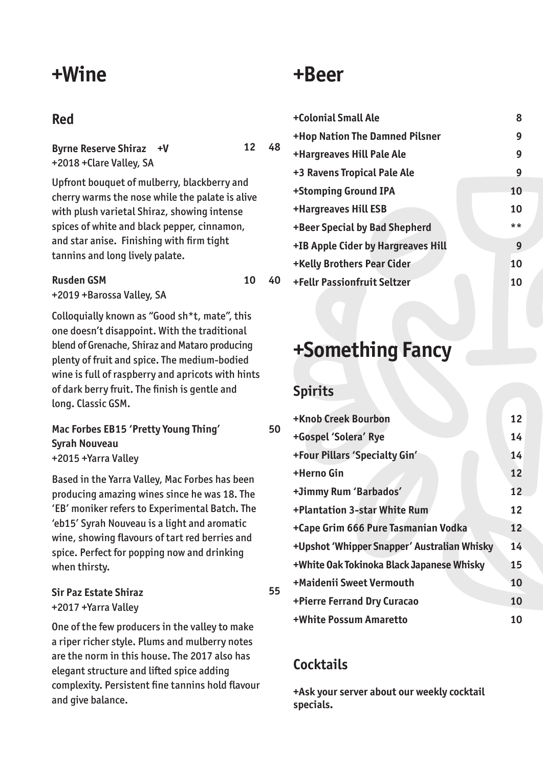# +Wine

## Red

**Byrne Reserve Shiraz +V** 12 48
+2018 +Clare Valley, SA

Upfront bouquet of mulberry, blackberry and cherry warms the nose while the palate is alive with plush varietal Shiraz, showing intense spices of white and black pepper, cinnamon, and star anise. Finishing with firm tight tannins and long lively palate.

**Rusden GSM** 10 40
+2019 +Barossa Valley, SA

Colloquially known as "Good sh*t, mate", this one doesn't disappoint. With the traditional blend of Grenache, Shiraz and Mataro producing plenty of fruit and spice. The medium-bodied wine is full of raspberry and apricots with hints of dark berry fruit. The finish is gentle and long. Classic GSM.

**Mac Forbes EB15 'Pretty Young Thing' Syrah Nouveau** 50
+2015 +Yarra Valley

Based in the Yarra Valley, Mac Forbes has been producing amazing wines since he was 18. The 'EB' moniker refers to Experimental Batch. The 'eb15' Syrah Nouveau is a light and aromatic wine, showing flavours of tart red berries and spice. Perfect for popping now and drinking when thirsty.

**Sir Paz Estate Shiraz** 55
+2017 +Yarra Valley

One of the few producers in the valley to make a riper richer style. Plums and mulberry notes are the norm in this house. The 2017 also has elegant structure and lifted spice adding complexity. Persistent fine tannins hold flavour and give balance.

# +Beer

| | |
|---|---|
| **+Colonial Small Ale** | 8 |
| **+Hop Nation The Damned Pilsner** | 9 |
| **+Hargreaves Hill Pale Ale** | 9 |
| **+3 Ravens Tropical Pale Ale** | 9 |
| **+Stomping Ground IPA** | 10 |
| **+Hargreaves Hill ESB** | 10 |
| **+Beer Special by Bad Shepherd** | ** |
| **+IB Apple Cider by Hargreaves Hill** | 9 |
| **+Kelly Brothers Pear Cider** | 10 |
| **+Fellr Passionfruit Seltzer** | 10 |

# +Something Fancy

## Spirits

| | |
|---|---|
| **+Knob Creek Bourbon** | 12 |
| **+Gospel 'Solera' Rye** | 14 |
| **+Four Pillars 'Specialty Gin'** | 14 |
| **+Herno Gin** | 12 |
| **+Jimmy Rum 'Barbados'** | 12 |
| **+Plantation 3-star White Rum** | 12 |
| **+Cape Grim 666 Pure Tasmanian Vodka** | 12 |
| **+Upshot 'Whipper Snapper' Australian Whisky** | 14 |
| **+White Oak Tokinoka Black Japanese Whisky** | 15 |
| **+Maidenii Sweet Vermouth** | 10 |
| **+Pierre Ferrand Dry Curacao** | 10 |
| **+White Possum Amaretto** | 10 |

## Cocktails

**+Ask your server about our weekly cocktail specials.**